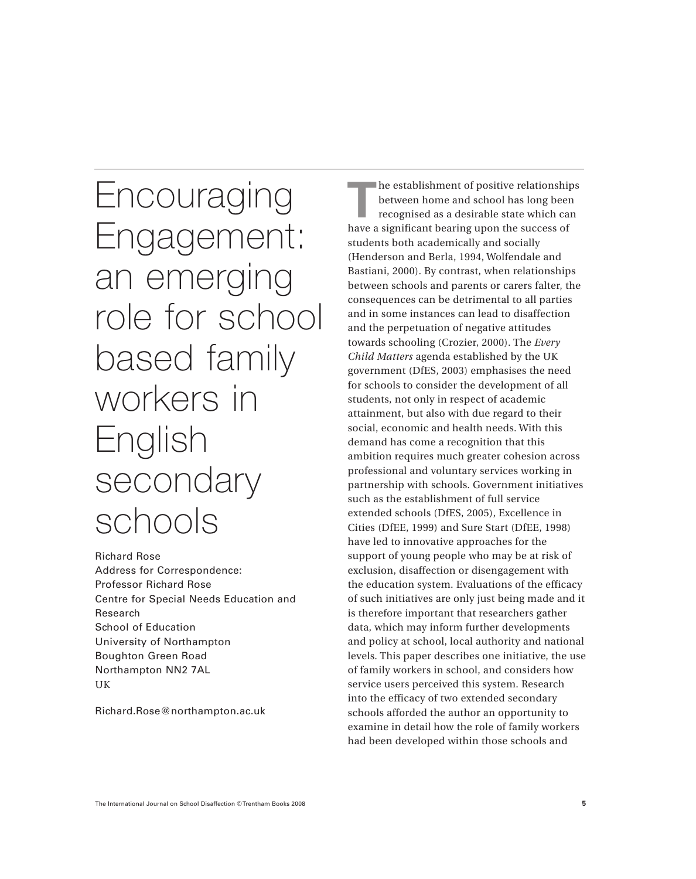# Encouraging Engagement: an emerging role for school based family workers in English secondary schools

Richard Rose
Address for Correspondence:
Professor Richard Rose
Centre for Special Needs Education and Research
School of Education
University of Northampton
Boughton Green Road
Northampton NN2 7AL
UK

Richard.Rose@northampton.ac.uk

The establishment of positive relationships between home and school has long been recognised as a desirable state which can have a significant bearing upon the success of students both academically and socially (Henderson and Berla, 1994, Wolfendale and Bastiani, 2000). By contrast, when relationships between schools and parents or carers falter, the consequences can be detrimental to all parties and in some instances can lead to disaffection and the perpetuation of negative attitudes towards schooling (Crozier, 2000). The *Every Child Matters* agenda established by the UK government (DfES, 2003) emphasises the need for schools to consider the development of all students, not only in respect of academic attainment, but also with due regard to their social, economic and health needs. With this demand has come a recognition that this ambition requires much greater cohesion across professional and voluntary services working in partnership with schools. Government initiatives such as the establishment of full service extended schools (DfES, 2005), Excellence in Cities (DfEE, 1999) and Sure Start (DfEE, 1998) have led to innovative approaches for the support of young people who may be at risk of exclusion, disaffection or disengagement with the education system. Evaluations of the efficacy of such initiatives are only just being made and it is therefore important that researchers gather data, which may inform further developments and policy at school, local authority and national levels. This paper describes one initiative, the use of family workers in school, and considers how service users perceived this system. Research into the efficacy of two extended secondary schools afforded the author an opportunity to examine in detail how the role of family workers had been developed within those schools and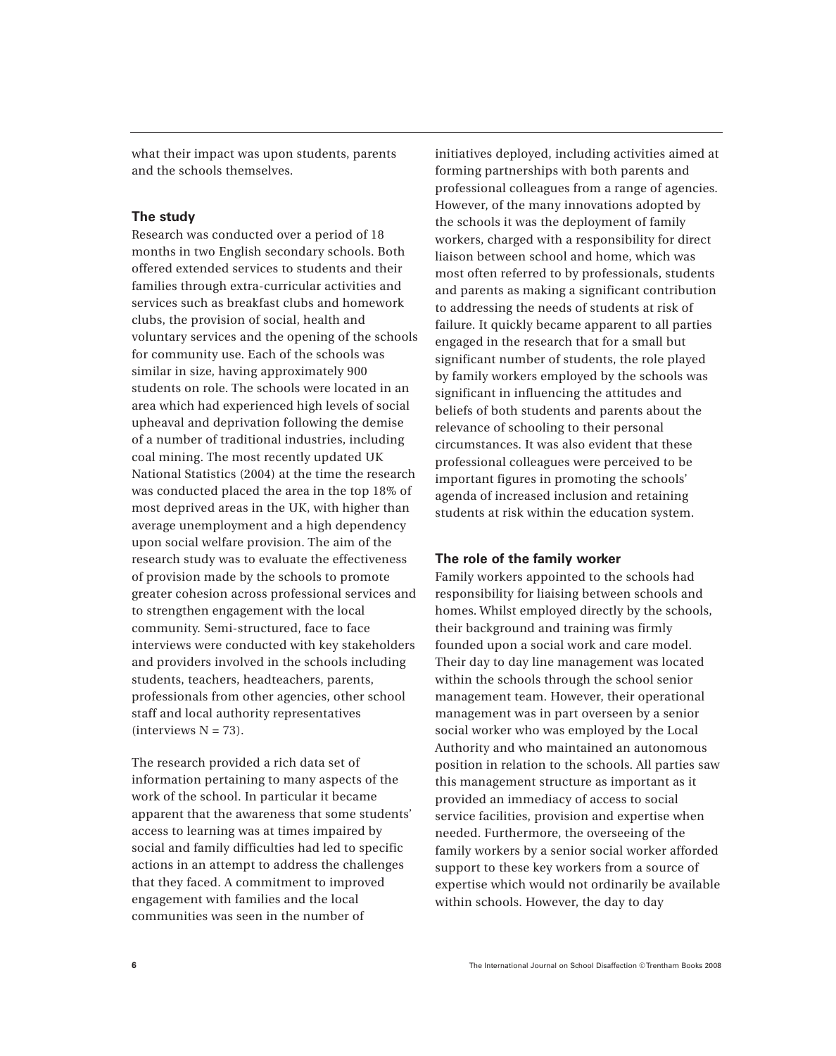what their impact was upon students, parents and the schools themselves.

### The study

Research was conducted over a period of 18 months in two English secondary schools. Both offered extended services to students and their families through extra-curricular activities and services such as breakfast clubs and homework clubs, the provision of social, health and voluntary services and the opening of the schools for community use. Each of the schools was similar in size, having approximately 900 students on role. The schools were located in an area which had experienced high levels of social upheaval and deprivation following the demise of a number of traditional industries, including coal mining. The most recently updated UK National Statistics (2004) at the time the research was conducted placed the area in the top 18% of most deprived areas in the UK, with higher than average unemployment and a high dependency upon social welfare provision. The aim of the research study was to evaluate the effectiveness of provision made by the schools to promote greater cohesion across professional services and to strengthen engagement with the local community. Semi-structured, face to face interviews were conducted with key stakeholders and providers involved in the schools including students, teachers, headteachers, parents, professionals from other agencies, other school staff and local authority representatives (interviews N = 73).

The research provided a rich data set of information pertaining to many aspects of the work of the school. In particular it became apparent that the awareness that some students' access to learning was at times impaired by social and family difficulties had led to specific actions in an attempt to address the challenges that they faced. A commitment to improved engagement with families and the local communities was seen in the number of initiatives deployed, including activities aimed at forming partnerships with both parents and professional colleagues from a range of agencies. However, of the many innovations adopted by the schools it was the deployment of family workers, charged with a responsibility for direct liaison between school and home, which was most often referred to by professionals, students and parents as making a significant contribution to addressing the needs of students at risk of failure. It quickly became apparent to all parties engaged in the research that for a small but significant number of students, the role played by family workers employed by the schools was significant in influencing the attitudes and beliefs of both students and parents about the relevance of schooling to their personal circumstances. It was also evident that these professional colleagues were perceived to be important figures in promoting the schools' agenda of increased inclusion and retaining students at risk within the education system.

### The role of the family worker

Family workers appointed to the schools had responsibility for liaising between schools and homes. Whilst employed directly by the schools, their background and training was firmly founded upon a social work and care model. Their day to day line management was located within the schools through the school senior management team. However, their operational management was in part overseen by a senior social worker who was employed by the Local Authority and who maintained an autonomous position in relation to the schools. All parties saw this management structure as important as it provided an immediacy of access to social service facilities, provision and expertise when needed. Furthermore, the overseeing of the family workers by a senior social worker afforded support to these key workers from a source of expertise which would not ordinarily be available within schools. However, the day to day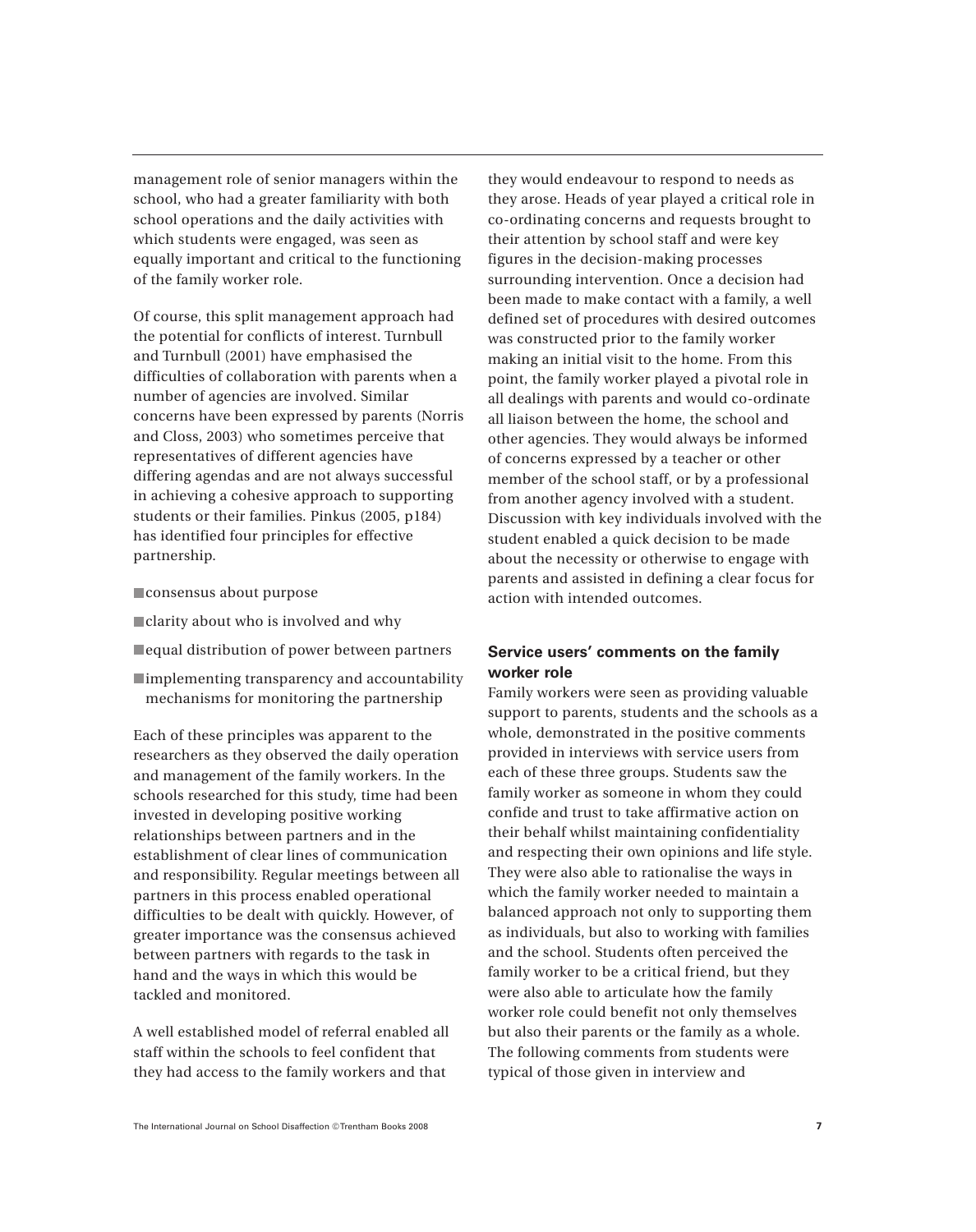management role of senior managers within the school, who had a greater familiarity with both school operations and the daily activities with which students were engaged, was seen as equally important and critical to the functioning of the family worker role.

Of course, this split management approach had the potential for conflicts of interest. Turnbull and Turnbull (2001) have emphasised the difficulties of collaboration with parents when a number of agencies are involved. Similar concerns have been expressed by parents (Norris and Closs, 2003) who sometimes perceive that representatives of different agencies have differing agendas and are not always successful in achieving a cohesive approach to supporting students or their families. Pinkus (2005, p184) has identified four principles for effective partnership.

- consensus about purpose
- clarity about who is involved and why
- equal distribution of power between partners
- implementing transparency and accountability mechanisms for monitoring the partnership

Each of these principles was apparent to the researchers as they observed the daily operation and management of the family workers. In the schools researched for this study, time had been invested in developing positive working relationships between partners and in the establishment of clear lines of communication and responsibility. Regular meetings between all partners in this process enabled operational difficulties to be dealt with quickly. However, of greater importance was the consensus achieved between partners with regards to the task in hand and the ways in which this would be tackled and monitored.

A well established model of referral enabled all staff within the schools to feel confident that they had access to the family workers and that they would endeavour to respond to needs as they arose. Heads of year played a critical role in co-ordinating concerns and requests brought to their attention by school staff and were key figures in the decision-making processes surrounding intervention. Once a decision had been made to make contact with a family, a well defined set of procedures with desired outcomes was constructed prior to the family worker making an initial visit to the home. From this point, the family worker played a pivotal role in all dealings with parents and would co-ordinate all liaison between the home, the school and other agencies. They would always be informed of concerns expressed by a teacher or other member of the school staff, or by a professional from another agency involved with a student. Discussion with key individuals involved with the student enabled a quick decision to be made about the necessity or otherwise to engage with parents and assisted in defining a clear focus for action with intended outcomes.

### Service users' comments on the family worker role

Family workers were seen as providing valuable support to parents, students and the schools as a whole, demonstrated in the positive comments provided in interviews with service users from each of these three groups. Students saw the family worker as someone in whom they could confide and trust to take affirmative action on their behalf whilst maintaining confidentiality and respecting their own opinions and life style. They were also able to rationalise the ways in which the family worker needed to maintain a balanced approach not only to supporting them as individuals, but also to working with families and the school. Students often perceived the family worker to be a critical friend, but they were also able to articulate how the family worker role could benefit not only themselves but also their parents or the family as a whole. The following comments from students were typical of those given in interview and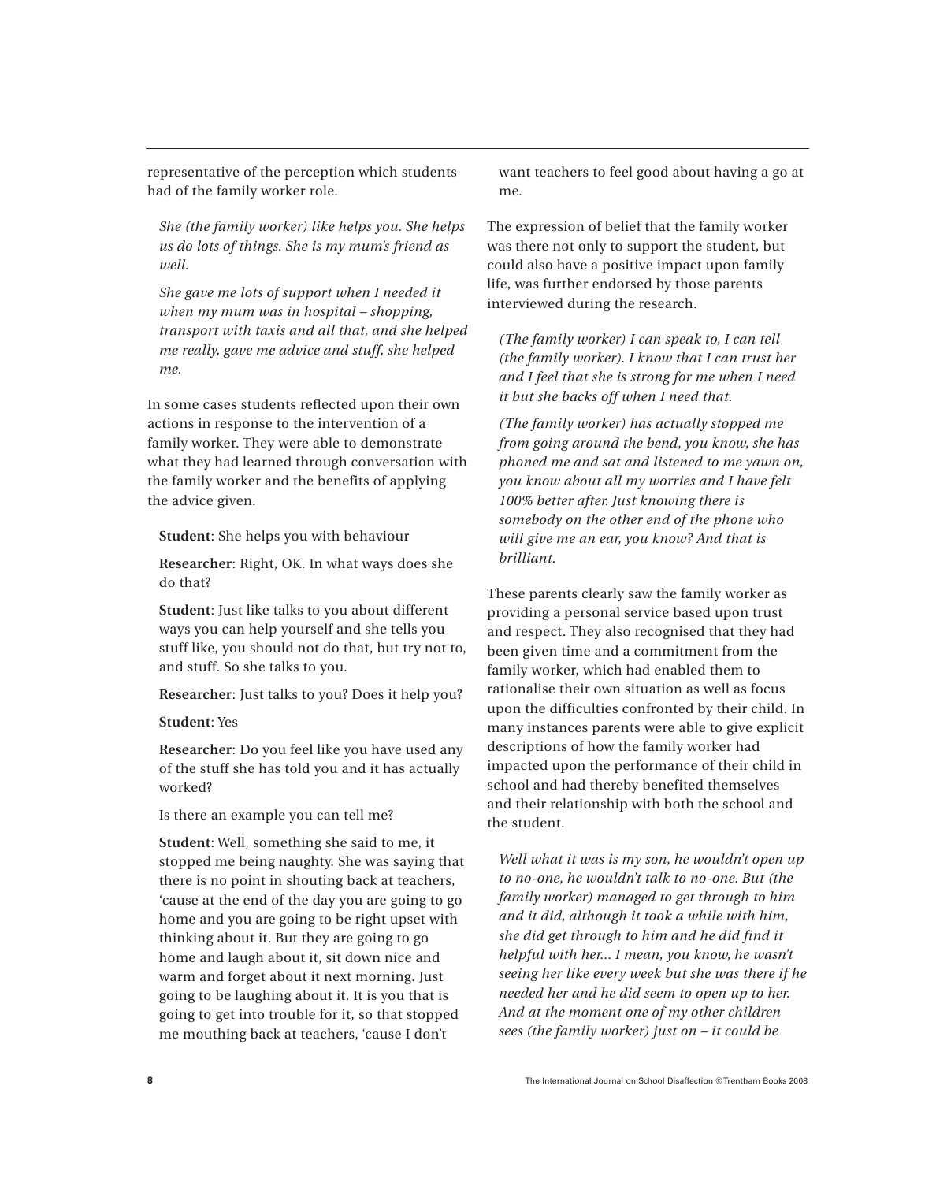representative of the perception which students had of the family worker role.

> *She (the family worker) like helps you. She helps us do lots of things. She is my mum's friend as well.*
>
> *She gave me lots of support when I needed it when my mum was in hospital – shopping, transport with taxis and all that, and she helped me really, gave me advice and stuff, she helped me.*

In some cases students reflected upon their own actions in response to the intervention of a family worker. They were able to demonstrate what they had learned through conversation with the family worker and the benefits of applying the advice given.

> **Student**: She helps you with behaviour
>
> **Researcher**: Right, OK. In what ways does she do that?
>
> **Student**: Just like talks to you about different ways you can help yourself and she tells you stuff like, you should not do that, but try not to, and stuff. So she talks to you.
>
> **Researcher**: Just talks to you? Does it help you?
>
> **Student**: Yes
>
> **Researcher**: Do you feel like you have used any of the stuff she has told you and it has actually worked?
>
> Is there an example you can tell me?
>
> **Student**: Well, something she said to me, it stopped me being naughty. She was saying that there is no point in shouting back at teachers, 'cause at the end of the day you are going to go home and you are going to be right upset with thinking about it. But they are going to go home and laugh about it, sit down nice and warm and forget about it next morning. Just going to be laughing about it. It is you that is going to get into trouble for it, so that stopped me mouthing back at teachers, 'cause I don't want teachers to feel good about having a go at me.

The expression of belief that the family worker was there not only to support the student, but could also have a positive impact upon family life, was further endorsed by those parents interviewed during the research.

> *(The family worker) I can speak to, I can tell (the family worker). I know that I can trust her and I feel that she is strong for me when I need it but she backs off when I need that.*
>
> *(The family worker) has actually stopped me from going around the bend, you know, she has phoned me and sat and listened to me yawn on, you know about all my worries and I have felt 100% better after. Just knowing there is somebody on the other end of the phone who will give me an ear, you know? And that is brilliant.*

These parents clearly saw the family worker as providing a personal service based upon trust and respect. They also recognised that they had been given time and a commitment from the family worker, which had enabled them to rationalise their own situation as well as focus upon the difficulties confronted by their child. In many instances parents were able to give explicit descriptions of how the family worker had impacted upon the performance of their child in school and had thereby benefited themselves and their relationship with both the school and the student.

> *Well what it was is my son, he wouldn't open up to no-one, he wouldn't talk to no-one. But (the family worker) managed to get through to him and it did, although it took a while with him, she did get through to him and he did find it helpful with her… I mean, you know, he wasn't seeing her like every week but she was there if he needed her and he did seem to open up to her. And at the moment one of my other children sees (the family worker) just on – it could be*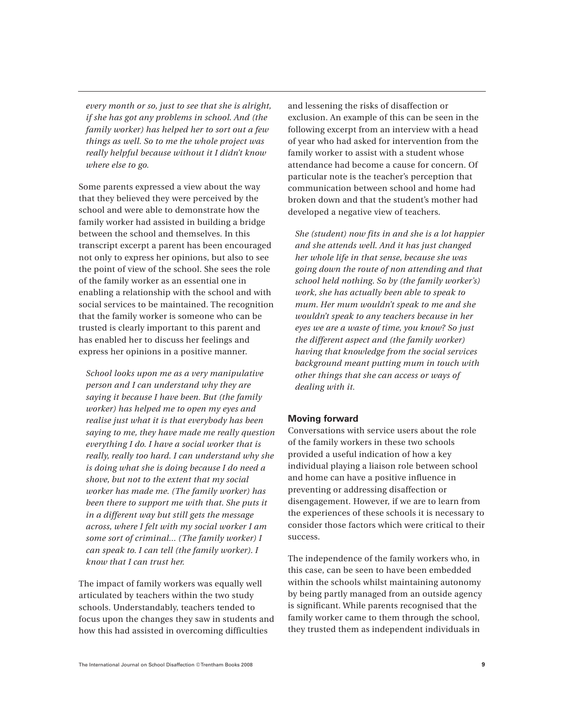*every month or so, just to see that she is alright, if she has got any problems in school. And (the family worker) has helped her to sort out a few things as well. So to me the whole project was really helpful because without it I didn't know where else to go.*

Some parents expressed a view about the way that they believed they were perceived by the school and were able to demonstrate how the family worker had assisted in building a bridge between the school and themselves. In this transcript excerpt a parent has been encouraged not only to express her opinions, but also to see the point of view of the school. She sees the role of the family worker as an essential one in enabling a relationship with the school and with social services to be maintained. The recognition that the family worker is someone who can be trusted is clearly important to this parent and has enabled her to discuss her feelings and express her opinions in a positive manner.

*School looks upon me as a very manipulative person and I can understand why they are saying it because I have been. But (the family worker) has helped me to open my eyes and realise just what it is that everybody has been saying to me, they have made me really question everything I do. I have a social worker that is really, really too hard. I can understand why she is doing what she is doing because I do need a shove, but not to the extent that my social worker has made me. (The family worker) has been there to support me with that. She puts it in a different way but still gets the message across, where I felt with my social worker I am some sort of criminal… (The family worker) I can speak to. I can tell (the family worker). I know that I can trust her.*

The impact of family workers was equally well articulated by teachers within the two study schools. Understandably, teachers tended to focus upon the changes they saw in students and how this had assisted in overcoming difficulties and lessening the risks of disaffection or exclusion. An example of this can be seen in the following excerpt from an interview with a head of year who had asked for intervention from the family worker to assist with a student whose attendance had become a cause for concern. Of particular note is the teacher's perception that communication between school and home had broken down and that the student's mother had developed a negative view of teachers.

*She (student) now fits in and she is a lot happier and she attends well. And it has just changed her whole life in that sense, because she was going down the route of non attending and that school held nothing. So by (the family worker's) work, she has actually been able to speak to mum. Her mum wouldn't speak to me and she wouldn't speak to any teachers because in her eyes we are a waste of time, you know? So just the different aspect and (the family worker) having that knowledge from the social services background meant putting mum in touch with other things that she can access or ways of dealing with it.*

## Moving forward

Conversations with service users about the role of the family workers in these two schools provided a useful indication of how a key individual playing a liaison role between school and home can have a positive influence in preventing or addressing disaffection or disengagement. However, if we are to learn from the experiences of these schools it is necessary to consider those factors which were critical to their success.

The independence of the family workers who, in this case, can be seen to have been embedded within the schools whilst maintaining autonomy by being partly managed from an outside agency is significant. While parents recognised that the family worker came to them through the school, they trusted them as independent individuals in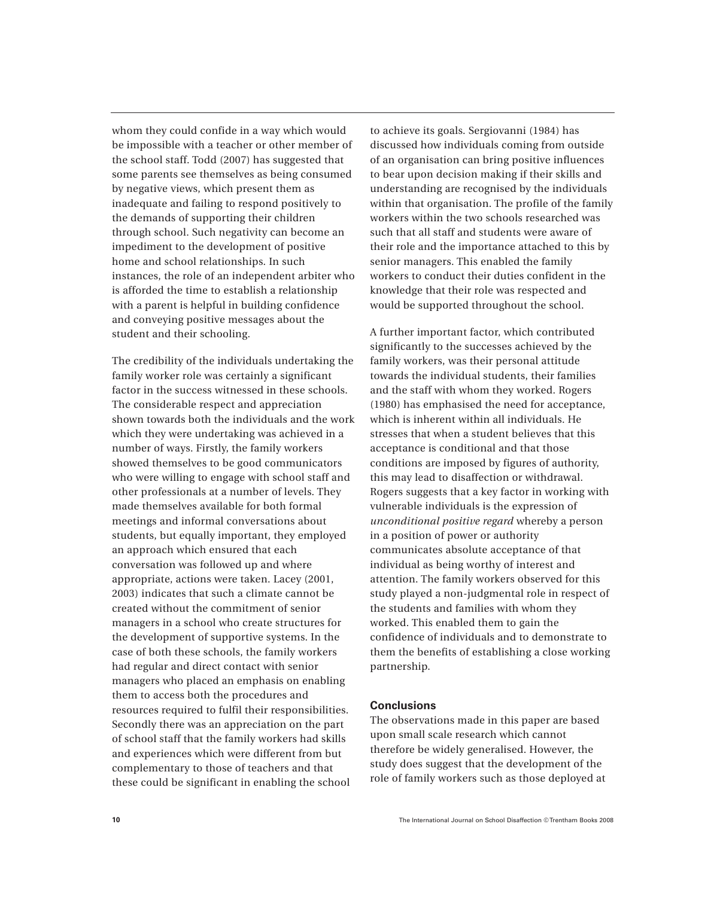whom they could confide in a way which would be impossible with a teacher or other member of the school staff. Todd (2007) has suggested that some parents see themselves as being consumed by negative views, which present them as inadequate and failing to respond positively to the demands of supporting their children through school. Such negativity can become an impediment to the development of positive home and school relationships. In such instances, the role of an independent arbiter who is afforded the time to establish a relationship with a parent is helpful in building confidence and conveying positive messages about the student and their schooling.

The credibility of the individuals undertaking the family worker role was certainly a significant factor in the success witnessed in these schools. The considerable respect and appreciation shown towards both the individuals and the work which they were undertaking was achieved in a number of ways. Firstly, the family workers showed themselves to be good communicators who were willing to engage with school staff and other professionals at a number of levels. They made themselves available for both formal meetings and informal conversations about students, but equally important, they employed an approach which ensured that each conversation was followed up and where appropriate, actions were taken. Lacey (2001, 2003) indicates that such a climate cannot be created without the commitment of senior managers in a school who create structures for the development of supportive systems. In the case of both these schools, the family workers had regular and direct contact with senior managers who placed an emphasis on enabling them to access both the procedures and resources required to fulfil their responsibilities. Secondly there was an appreciation on the part of school staff that the family workers had skills and experiences which were different from but complementary to those of teachers and that these could be significant in enabling the school to achieve its goals. Sergiovanni (1984) has discussed how individuals coming from outside of an organisation can bring positive influences to bear upon decision making if their skills and understanding are recognised by the individuals within that organisation. The profile of the family workers within the two schools researched was such that all staff and students were aware of their role and the importance attached to this by senior managers. This enabled the family workers to conduct their duties confident in the knowledge that their role was respected and would be supported throughout the school.

A further important factor, which contributed significantly to the successes achieved by the family workers, was their personal attitude towards the individual students, their families and the staff with whom they worked. Rogers (1980) has emphasised the need for acceptance, which is inherent within all individuals. He stresses that when a student believes that this acceptance is conditional and that those conditions are imposed by figures of authority, this may lead to disaffection or withdrawal. Rogers suggests that a key factor in working with vulnerable individuals is the expression of *unconditional positive regard* whereby a person in a position of power or authority communicates absolute acceptance of that individual as being worthy of interest and attention. The family workers observed for this study played a non-judgmental role in respect of the students and families with whom they worked. This enabled them to gain the confidence of individuals and to demonstrate to them the benefits of establishing a close working partnership.

## Conclusions

The observations made in this paper are based upon small scale research which cannot therefore be widely generalised. However, the study does suggest that the development of the role of family workers such as those deployed at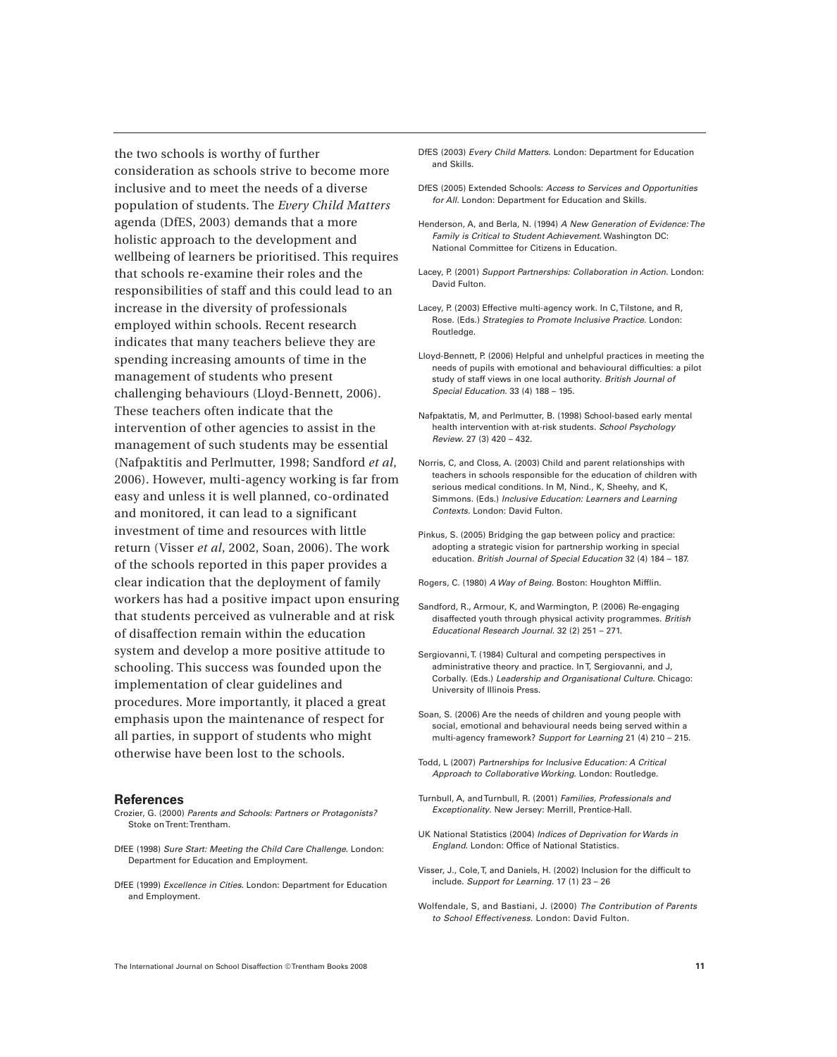the two schools is worthy of further consideration as schools strive to become more inclusive and to meet the needs of a diverse population of students. The *Every Child Matters* agenda (DfES, 2003) demands that a more holistic approach to the development and wellbeing of learners be prioritised. This requires that schools re-examine their roles and the responsibilities of staff and this could lead to an increase in the diversity of professionals employed within schools. Recent research indicates that many teachers believe they are spending increasing amounts of time in the management of students who present challenging behaviours (Lloyd-Bennett, 2006). These teachers often indicate that the intervention of other agencies to assist in the management of such students may be essential (Nafpaktitis and Perlmutter, 1998; Sandford *et al*, 2006). However, multi-agency working is far from easy and unless it is well planned, co-ordinated and monitored, it can lead to a significant investment of time and resources with little return (Visser *et al*, 2002, Soan, 2006). The work of the schools reported in this paper provides a clear indication that the deployment of family workers has had a positive impact upon ensuring that students perceived as vulnerable and at risk of disaffection remain within the education system and develop a more positive attitude to schooling. This success was founded upon the implementation of clear guidelines and procedures. More importantly, it placed a great emphasis upon the maintenance of respect for all parties, in support of students who might otherwise have been lost to the schools.

## References

Crozier, G. (2000) *Parents and Schools: Partners or Protagonists?* Stoke on Trent: Trentham.

DfEE (1998) *Sure Start: Meeting the Child Care Challenge*. London: Department for Education and Employment.

DfEE (1999) *Excellence in Cities*. London: Department for Education and Employment.

DfES (2003) *Every Child Matters*. London: Department for Education and Skills.

DfES (2005) Extended Schools: *Access to Services and Opportunities for All*. London: Department for Education and Skills.

Henderson, A, and Berla, N. (1994) *A New Generation of Evidence: The Family is Critical to Student Achievement*. Washington DC: National Committee for Citizens in Education.

Lacey, P. (2001) *Support Partnerships: Collaboration in Action*. London: David Fulton.

Lacey, P. (2003) Effective multi-agency work. In C, Tilstone, and R, Rose. (Eds.) *Strategies to Promote Inclusive Practice*. London: Routledge.

Lloyd-Bennett, P. (2006) Helpful and unhelpful practices in meeting the needs of pupils with emotional and behavioural difficulties: a pilot study of staff views in one local authority. *British Journal of Special Education*. 33 (4) 188 – 195.

Nafpaktatis, M, and Perlmutter, B. (1998) School-based early mental health intervention with at-risk students. *School Psychology Review*. 27 (3) 420 – 432.

Norris, C, and Closs, A. (2003) Child and parent relationships with teachers in schools responsible for the education of children with serious medical conditions. In M, Nind., K, Sheehy, and K, Simmons. (Eds.) *Inclusive Education: Learners and Learning Contexts*. London: David Fulton.

Pinkus, S. (2005) Bridging the gap between policy and practice: adopting a strategic vision for partnership working in special education. *British Journal of Special Education* 32 (4) 184 – 187.

Rogers, C. (1980) *A Way of Being*. Boston: Houghton Mifflin.

Sandford, R., Armour, K, and Warmington, P. (2006) Re-engaging disaffected youth through physical activity programmes. *British Educational Research Journal*. 32 (2) 251 – 271.

Sergiovanni, T. (1984) Cultural and competing perspectives in administrative theory and practice. In T, Sergiovanni, and J, Corbally. (Eds.) *Leadership and Organisational Culture*. Chicago: University of Illinois Press.

Soan, S. (2006) Are the needs of children and young people with social, emotional and behavioural needs being served within a multi-agency framework? *Support for Learning* 21 (4) 210 – 215.

Todd, L (2007) *Partnerships for Inclusive Education: A Critical Approach to Collaborative Working*. London: Routledge.

Turnbull, A, and Turnbull, R. (2001) *Families, Professionals and Exceptionality*. New Jersey: Merrill, Prentice-Hall.

UK National Statistics (2004) *Indices of Deprivation for Wards in England*. London: Office of National Statistics.

Visser, J., Cole, T, and Daniels, H. (2002) Inclusion for the difficult to include. *Support for Learning*. 17 (1) 23 – 26

Wolfendale, S, and Bastiani, J. (2000) *The Contribution of Parents to School Effectiveness*. London: David Fulton.